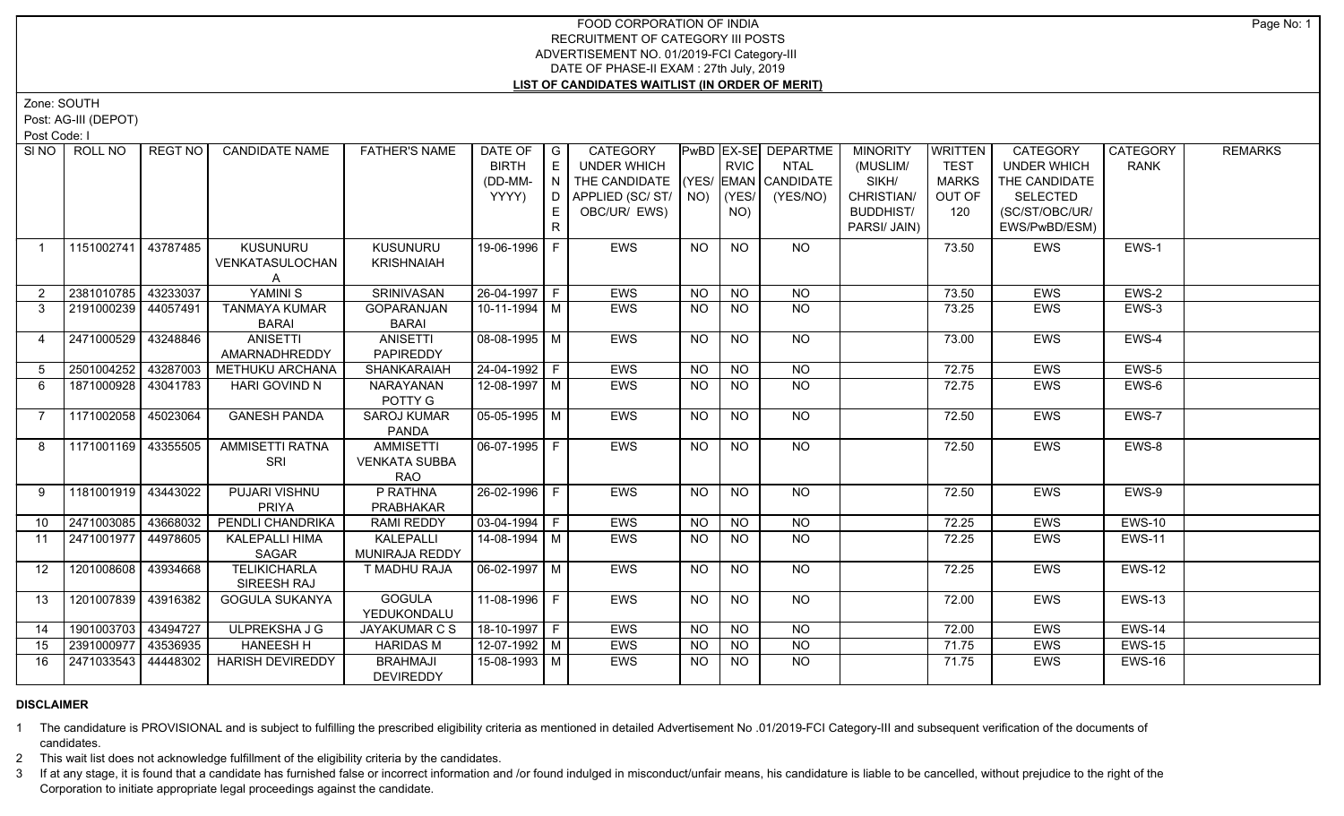# FOOD CORPORATION OF INDIA
## RECRUITMENT OF CATEGORY III POSTS
## ADVERTISEMENT NO. 01/2019-FCI Category-III
## DATE OF PHASE-II EXAM : 27th July, 2019
## LIST OF CANDIDATES WAITLIST (IN ORDER OF MERIT)

Zone: SOUTH

Post: AG-III (DEPOT)

Post Code: I

| Sl NO | ROLL NO | REGT NO | CANDIDATE NAME | FATHER'S NAME | DATE OF BIRTH (DD-MM-YYYY) | GENDER | CATEGORY UNDER WHICH THE CANDIDATE APPLIED (SC/ ST/ OBC/UR/ EWS) | PwBD (YES/ NO) | EX-SERVICEMAN (YES/ NO) | DEPARTMENTAL CANDIDATE (YES/NO) | MINORITY (MUSLIM/ SIKH/ CHRISTIAN/ BUDDHIST/ PARSI/ JAIN) | WRITTEN TEST MARKS OUT OF 120 | CATEGORY UNDER WHICH THE CANDIDATE SELECTED (SC/ST/OBC/UR/ EWS/PwBD/ESM) | CATEGORY RANK | REMARKS |
|---|---|---|---|---|---|---|---|---|---|---|---|---|---|---|---|
| 1 | 1151002741 | 43787485 | KUSUNURU VENKATASULOCHANA | KUSUNURU KRISHNAIAH | 19-06-1996 | F | EWS | NO | NO | NO | | 73.50 | EWS | EWS-1 | |
| 2 | 2381010785 | 43233037 | YAMINI S | SRINIVASAN | 26-04-1997 | F | EWS | NO | NO | NO | | 73.50 | EWS | EWS-2 | |
| 3 | 2191000239 | 44057491 | TANMAYA KUMAR BARAI | GOPARANJAN BARAI | 10-11-1994 | M | EWS | NO | NO | NO | | 73.25 | EWS | EWS-3 | |
| 4 | 2471000529 | 43248846 | ANISETTI AMARNADHREDDY | ANISETTI PAPIREDDY | 08-08-1995 | M | EWS | NO | NO | NO | | 73.00 | EWS | EWS-4 | |
| 5 | 2501004252 | 43287003 | METHUKU ARCHANA | SHANKARAIAH | 24-04-1992 | F | EWS | NO | NO | NO | | 72.75 | EWS | EWS-5 | |
| 6 | 1871000928 | 43041783 | HARI GOVIND N | NARAYANAN POTTY G | 12-08-1997 | M | EWS | NO | NO | NO | | 72.75 | EWS | EWS-6 | |
| 7 | 1171002058 | 45023064 | GANESH PANDA | SAROJ KUMAR PANDA | 05-05-1995 | M | EWS | NO | NO | NO | | 72.50 | EWS | EWS-7 | |
| 8 | 1171001169 | 43355505 | AMMISETTI RATNA SRI | AMMISETTI VENKATA SUBBA RAO | 06-07-1995 | F | EWS | NO | NO | NO | | 72.50 | EWS | EWS-8 | |
| 9 | 1181001919 | 43443022 | PUJARI VISHNU PRIYA | P RATHNA PRABHAKAR | 26-02-1996 | F | EWS | NO | NO | NO | | 72.50 | EWS | EWS-9 | |
| 10 | 2471003085 | 43668032 | PENDLI CHANDRIKA | RAMI REDDY | 03-04-1994 | F | EWS | NO | NO | NO | | 72.25 | EWS | EWS-10 | |
| 11 | 2471001977 | 44978605 | KALEPALLI HIMA SAGAR | KALEPALLI MUNIRAJA REDDY | 14-08-1994 | M | EWS | NO | NO | NO | | 72.25 | EWS | EWS-11 | |
| 12 | 1201008608 | 43934668 | TELIKICHARLA SIREESH RAJ | T MADHU RAJA | 06-02-1997 | M | EWS | NO | NO | NO | | 72.25 | EWS | EWS-12 | |
| 13 | 1201007839 | 43916382 | GOGULA SUKANYA | GOGULA YEDUKONDALU | 11-08-1996 | F | EWS | NO | NO | NO | | 72.00 | EWS | EWS-13 | |
| 14 | 1901003703 | 43494727 | ULPREKSHA J G | JAYAKUMAR C S | 18-10-1997 | F | EWS | NO | NO | NO | | 72.00 | EWS | EWS-14 | |
| 15 | 2391000977 | 43536935 | HANEESH H | HARIDAS M | 12-07-1992 | M | EWS | NO | NO | NO | | 71.75 | EWS | EWS-15 | |
| 16 | 2471033543 | 44448302 | HARISH DEVIREDDY | BRAHMAJI DEVIREDDY | 15-08-1993 | M | EWS | NO | NO | NO | | 71.75 | EWS | EWS-16 | |

**DISCLAIMER**

1. The candidature is PROVISIONAL and is subject to fulfilling the prescribed eligibility criteria as mentioned in detailed Advertisement No .01/2019-FCI Category-III and subsequent verification of the documents of candidates.
2. This wait list does not acknowledge fulfillment of the eligibility criteria by the candidates.
3. If at any stage, it is found that a candidate has furnished false or incorrect information and /or found indulged in misconduct/unfair means, his candidature is liable to be cancelled, without prejudice to the right of the Corporation to initiate appropriate legal proceedings against the candidate.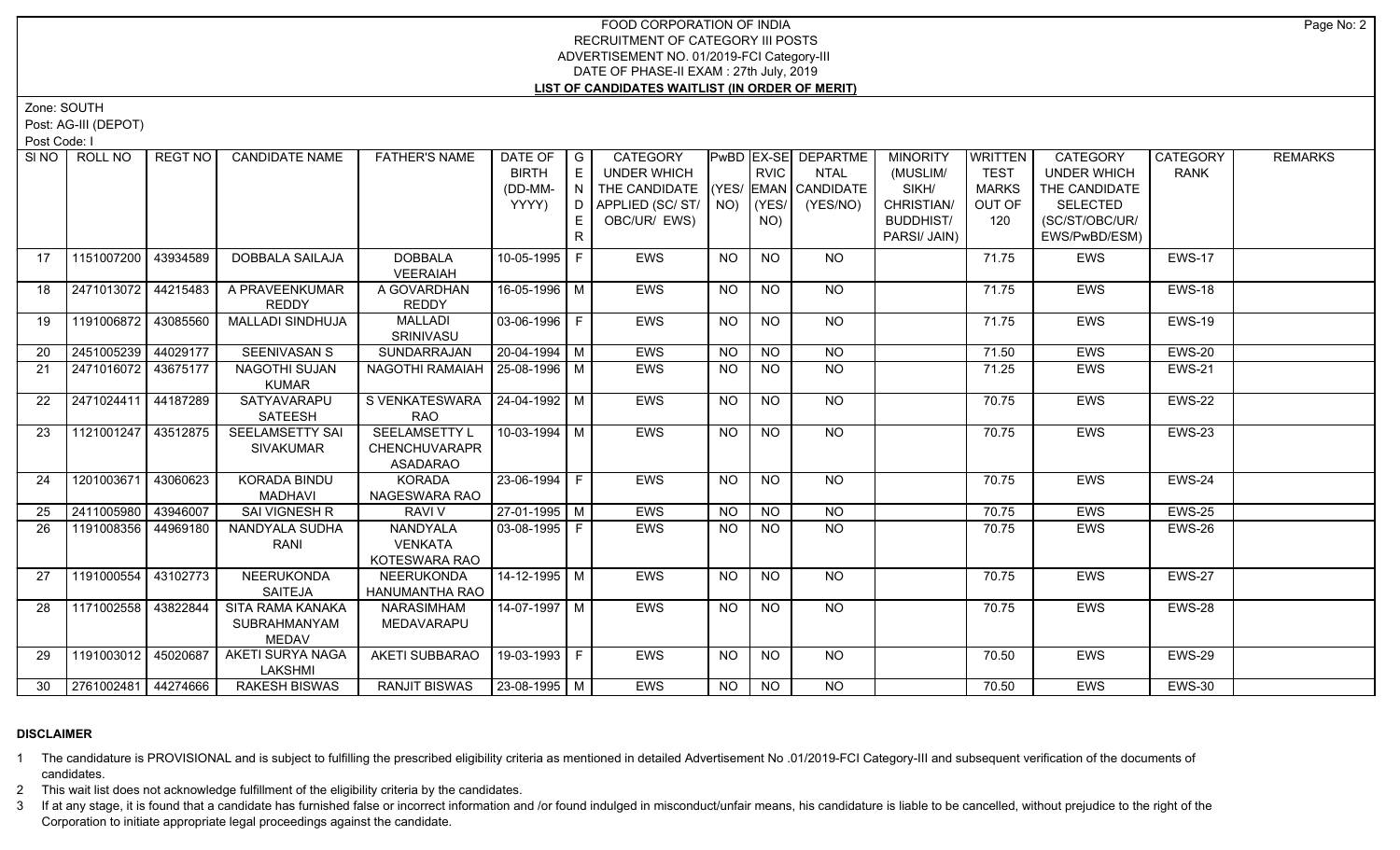# FOOD CORPORATION OF INDIA
## RECRUITMENT OF CATEGORY III POSTS
## ADVERTISEMENT NO. 01/2019-FCI Category-III
## DATE OF PHASE-II EXAM : 27th July, 2019
## LIST OF CANDIDATES WAITLIST (IN ORDER OF MERIT)

Zone: SOUTH
Post: AG-III (DEPOT)
Post Code: I

| Sl NO | ROLL NO | REGT NO | CANDIDATE NAME | FATHER'S NAME | DATE OF BIRTH (DD-MM-YYYY) | GENDER | CATEGORY UNDER WHICH THE CANDIDATE APPLIED (SC/ ST/ OBC/UR/ EWS) | PwBD (YES/ NO) | EX-SERVICEMAN (YES/ NO) | DEPARTMENTAL CANDIDATE (YES/NO) | MINORITY (MUSLIM/ SIKH/ CHRISTIAN/ BUDDHIST/ PARSI/ JAIN) | WRITTEN TEST MARKS OUT OF 120 | CATEGORY UNDER WHICH THE CANDIDATE SELECTED (SC/ST/OBC/UR/ EWS/PwBD/ESM) | CATEGORY RANK | REMARKS |
|---|---|---|---|---|---|---|---|---|---|---|---|---|---|---|---|
| 17 | 1151007200 | 43934589 | DOBBALA SAILAJA | DOBBALA VEERAIAH | 10-05-1995 | F | EWS | NO | NO | NO | | 71.75 | EWS | EWS-17 | |
| 18 | 2471013072 | 44215483 | A PRAVEENKUMAR REDDY | A GOVARDHAN REDDY | 16-05-1996 | M | EWS | NO | NO | NO | | 71.75 | EWS | EWS-18 | |
| 19 | 1191006872 | 43085560 | MALLADI SINDHUJA | MALLADI SRINIVASU | 03-06-1996 | F | EWS | NO | NO | NO | | 71.75 | EWS | EWS-19 | |
| 20 | 2451005239 | 44029177 | SEENIVASAN S | SUNDARRAJAN | 20-04-1994 | M | EWS | NO | NO | NO | | 71.50 | EWS | EWS-20 | |
| 21 | 2471016072 | 43675177 | NAGOTHI SUJAN KUMAR | NAGOTHI RAMAIAH | 25-08-1996 | M | EWS | NO | NO | NO | | 71.25 | EWS | EWS-21 | |
| 22 | 2471024411 | 44187289 | SATYAVARAPU SATEESH | S VENKATESWARA RAO | 24-04-1992 | M | EWS | NO | NO | NO | | 70.75 | EWS | EWS-22 | |
| 23 | 1121001247 | 43512875 | SEELAMSETTY SAI SIVAKUMAR | SEELAMSETTY L CHENCHUVARAPR ASADARAO | 10-03-1994 | M | EWS | NO | NO | NO | | 70.75 | EWS | EWS-23 | |
| 24 | 1201003671 | 43060623 | KORADA BINDU MADHAVI | KORADA NAGESWARA RAO | 23-06-1994 | F | EWS | NO | NO | NO | | 70.75 | EWS | EWS-24 | |
| 25 | 2411005980 | 43946007 | SAI VIGNESH R | RAVI V | 27-01-1995 | M | EWS | NO | NO | NO | | 70.75 | EWS | EWS-25 | |
| 26 | 1191008356 | 44969180 | NANDYALA SUDHA RANI | NANDYALA VENKATA KOTESWARA RAO | 03-08-1995 | F | EWS | NO | NO | NO | | 70.75 | EWS | EWS-26 | |
| 27 | 1191000554 | 43102773 | NEERUKONDA SAITEJA | NEERUKONDA HANUMANTHA RAO | 14-12-1995 | M | EWS | NO | NO | NO | | 70.75 | EWS | EWS-27 | |
| 28 | 1171002558 | 43822844 | SITA RAMA KANAKA SUBRAHMANYAM MEDAV | NARASIMHAM MEDAVARAPU | 14-07-1997 | M | EWS | NO | NO | NO | | 70.75 | EWS | EWS-28 | |
| 29 | 1191003012 | 45020687 | AKETI SURYA NAGA LAKSHMI | AKETI SUBBARAO | 19-03-1993 | F | EWS | NO | NO | NO | | 70.50 | EWS | EWS-29 | |
| 30 | 2761002481 | 44274666 | RAKESH BISWAS | RANJIT BISWAS | 23-08-1995 | M | EWS | NO | NO | NO | | 70.50 | EWS | EWS-30 | |

**DISCLAIMER**

1. The candidature is PROVISIONAL and is subject to fulfilling the prescribed eligibility criteria as mentioned in detailed Advertisement No .01/2019-FCI Category-III and subsequent verification of the documents of candidates.
2. This wait list does not acknowledge fulfillment of the eligibility criteria by the candidates.
3. If at any stage, it is found that a candidate has furnished false or incorrect information and /or found indulged in misconduct/unfair means, his candidature is liable to be cancelled, without prejudice to the right of the Corporation to initiate appropriate legal proceedings against the candidate.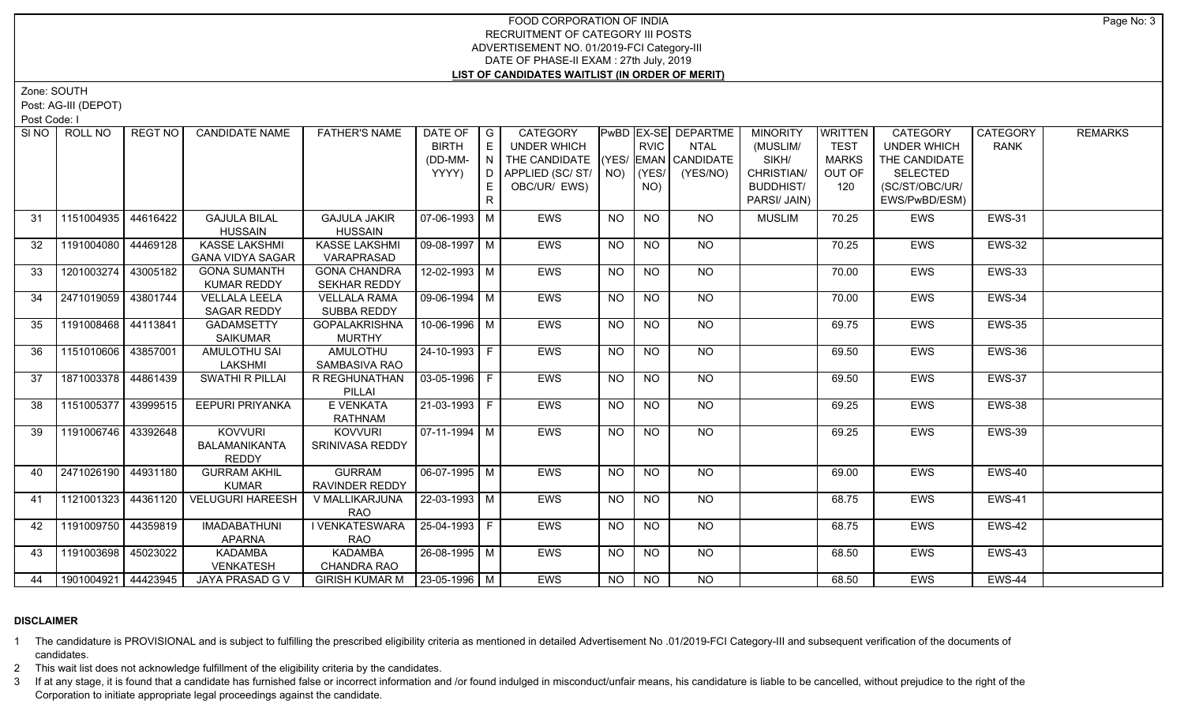# FOOD CORPORATION OF INDIA
## RECRUITMENT OF CATEGORY III POSTS
### ADVERTISEMENT NO. 01/2019-FCI Category-III
### DATE OF PHASE-II EXAM : 27th July, 2019
### LIST OF CANDIDATES WAITLIST (IN ORDER OF MERIT)

Zone: SOUTH

Post: AG-III (DEPOT)

Post Code: I

| Sl NO | ROLL NO | REGT NO | CANDIDATE NAME | FATHER'S NAME | DATE OF BIRTH (DD-MM-YYYY) | GENDER | CATEGORY UNDER WHICH THE CANDIDATE APPLIED (SC/ ST/ OBC/UR/ EWS) | PwBD (YES/ NO) | EX-SERVICEMAN (YES/ NO) | DEPARTMENTAL CANDIDATE (YES/NO) | MINORITY (MUSLIM/ SIKH/ CHRISTIAN/ BUDDHIST/ PARSI/ JAIN) | WRITTEN TEST MARKS OUT OF 120 | CATEGORY UNDER WHICH THE CANDIDATE SELECTED (SC/ST/OBC/UR/ EWS/PwBD/ESM) | CATEGORY RANK | REMARKS |
|---|---|---|---|---|---|---|---|---|---|---|---|---|---|---|---|
| 31 | 1151004935 | 44616422 | GAJULA BILAL HUSSAIN | GAJULA JAKIR HUSSAIN | 07-06-1993 | M | EWS | NO | NO | NO | MUSLIM | 70.25 | EWS | EWS-31 | |
| 32 | 1191004080 | 44469128 | KASSE LAKSHMI GANA VIDYA SAGAR | KASSE LAKSHMI VARAPRASAD | 09-08-1997 | M | EWS | NO | NO | NO | | 70.25 | EWS | EWS-32 | |
| 33 | 1201003274 | 43005182 | GONA SUMANTH KUMAR REDDY | GONA CHANDRA SEKHAR REDDY | 12-02-1993 | M | EWS | NO | NO | NO | | 70.00 | EWS | EWS-33 | |
| 34 | 2471019059 | 43801744 | VELLALA LEELA SAGAR REDDY | VELLALA RAMA SUBBA REDDY | 09-06-1994 | M | EWS | NO | NO | NO | | 70.00 | EWS | EWS-34 | |
| 35 | 1191008468 | 44113841 | GADAMSETTY SAIKUMAR | GOPALAKRISHNA MURTHY | 10-06-1996 | M | EWS | NO | NO | NO | | 69.75 | EWS | EWS-35 | |
| 36 | 1151010606 | 43857001 | AMULOTHU SAI LAKSHMI | AMULOTHU SAMBASIVA RAO | 24-10-1993 | F | EWS | NO | NO | NO | | 69.50 | EWS | EWS-36 | |
| 37 | 1871003378 | 44861439 | SWATHI R PILLAI | R REGHUNATHAN PILLAI | 03-05-1996 | F | EWS | NO | NO | NO | | 69.50 | EWS | EWS-37 | |
| 38 | 1151005377 | 43999515 | EEPURI PRIYANKA | E VENKATA RATHNAM | 21-03-1993 | F | EWS | NO | NO | NO | | 69.25 | EWS | EWS-38 | |
| 39 | 1191006746 | 43392648 | KOVVURI BALAMANIKANTA REDDY | KOVVURI SRINIVASA REDDY | 07-11-1994 | M | EWS | NO | NO | NO | | 69.25 | EWS | EWS-39 | |
| 40 | 2471026190 | 44931180 | GURRAM AKHIL KUMAR | GURRAM RAVINDER REDDY | 06-07-1995 | M | EWS | NO | NO | NO | | 69.00 | EWS | EWS-40 | |
| 41 | 1121001323 | 44361120 | VELUGURI HAREESH | V MALLIKARJUNA RAO | 22-03-1993 | M | EWS | NO | NO | NO | | 68.75 | EWS | EWS-41 | |
| 42 | 1191009750 | 44359819 | IMADABATHUNI APARNA | I VENKATESWARA RAO | 25-04-1993 | F | EWS | NO | NO | NO | | 68.75 | EWS | EWS-42 | |
| 43 | 1191003698 | 45023022 | KADAMBA VENKATESH | KADAMBA CHANDRA RAO | 26-08-1995 | M | EWS | NO | NO | NO | | 68.50 | EWS | EWS-43 | |
| 44 | 1901004921 | 44423945 | JAYA PRASAD G V | GIRISH KUMAR M | 23-05-1996 | M | EWS | NO | NO | NO | | 68.50 | EWS | EWS-44 | |

**DISCLAIMER**

1 The candidature is PROVISIONAL and is subject to fulfilling the prescribed eligibility criteria as mentioned in detailed Advertisement No .01/2019-FCI Category-III and subsequent verification of the documents of candidates.

2 This wait list does not acknowledge fulfillment of the eligibility criteria by the candidates.

3 If at any stage, it is found that a candidate has furnished false or incorrect information and /or found indulged in misconduct/unfair means, his candidature is liable to be cancelled, without prejudice to the right of the Corporation to initiate appropriate legal proceedings against the candidate.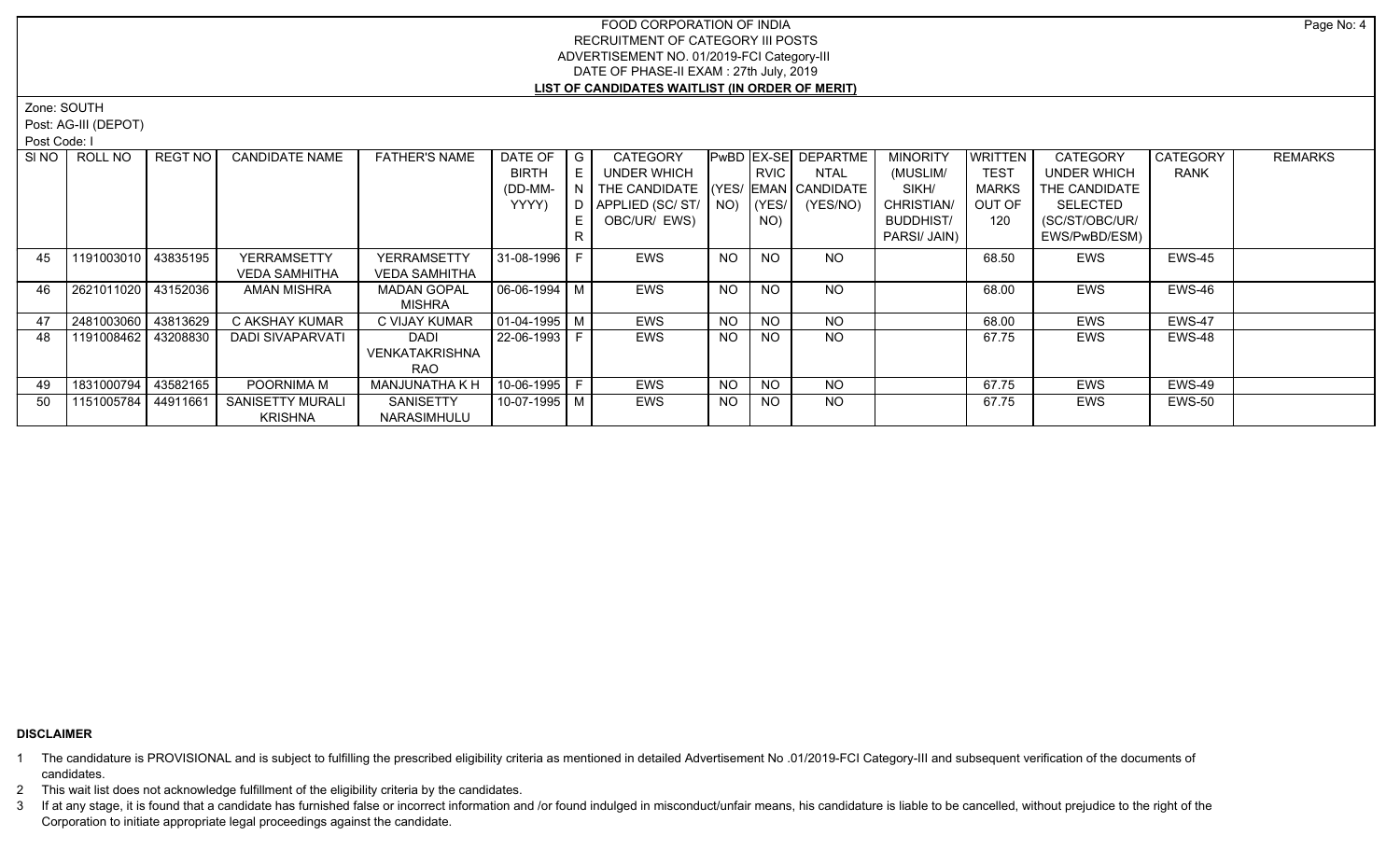FOOD CORPORATION OF INDIA
RECRUITMENT OF CATEGORY III POSTS
ADVERTISEMENT NO. 01/2019-FCI Category-III
DATE OF PHASE-II EXAM : 27th July, 2019

**LIST OF CANDIDATES WAITLIST (IN ORDER OF MERIT)**

Zone: SOUTH
Post: AG-III (DEPOT)
Post Code: I

| SI NO | ROLL NO | REGT NO | CANDIDATE NAME | FATHER'S NAME | DATE OF BIRTH (DD-MM-YYYY) | GENDER | CATEGORY UNDER WHICH THE CANDIDATE APPLIED (SC/ ST/ OBC/UR/ EWS) | PwBD (YES/ NO) | EX-SERVICEMAN (YES/ NO) | DEPARTMENTAL CANDIDATE (YES/NO) | MINORITY (MUSLIM/ SIKH/ CHRISTIAN/ BUDDHIST/ PARSI/ JAIN) | WRITTEN TEST MARKS OUT OF 120 | CATEGORY UNDER WHICH THE CANDIDATE SELECTED (SC/ST/OBC/UR/ EWS/PwBD/ESM) | CATEGORY RANK | REMARKS |
|---|---|---|---|---|---|---|---|---|---|---|---|---|---|---|---|
| 45 | 1191003010 | 43835195 | YERRAMSETTY VEDA SAMHITHA | YERRAMSETTY VEDA SAMHITHA | 31-08-1996 | F | EWS | NO | NO | NO | | 68.50 | EWS | EWS-45 | |
| 46 | 2621011020 | 43152036 | AMAN MISHRA | MADAN GOPAL MISHRA | 06-06-1994 | M | EWS | NO | NO | NO | | 68.00 | EWS | EWS-46 | |
| 47 | 2481003060 | 43813629 | C AKSHAY KUMAR | C VIJAY KUMAR | 01-04-1995 | M | EWS | NO | NO | NO | | 68.00 | EWS | EWS-47 | |
| 48 | 1191008462 | 43208830 | DADI SIVAPARVATI | DADI VENKATAKRISHNA RAO | 22-06-1993 | F | EWS | NO | NO | NO | | 67.75 | EWS | EWS-48 | |
| 49 | 1831000794 | 43582165 | POORNIMA M | MANJUNATHA K H | 10-06-1995 | F | EWS | NO | NO | NO | | 67.75 | EWS | EWS-49 | |
| 50 | 1151005784 | 44911661 | SANISETTY MURALI KRISHNA | SANISETTY NARASIMHULU | 10-07-1995 | M | EWS | NO | NO | NO | | 67.75 | EWS | EWS-50 | |

**DISCLAIMER**

1 The candidature is PROVISIONAL and is subject to fulfilling the prescribed eligibility criteria as mentioned in detailed Advertisement No .01/2019-FCI Category-III and subsequent verification of the documents of candidates.
2 This wait list does not acknowledge fulfillment of the eligibility criteria by the candidates.
3 If at any stage, it is found that a candidate has furnished false or incorrect information and /or found indulged in misconduct/unfair means, his candidature is liable to be cancelled, without prejudice to the right of the Corporation to initiate appropriate legal proceedings against the candidate.